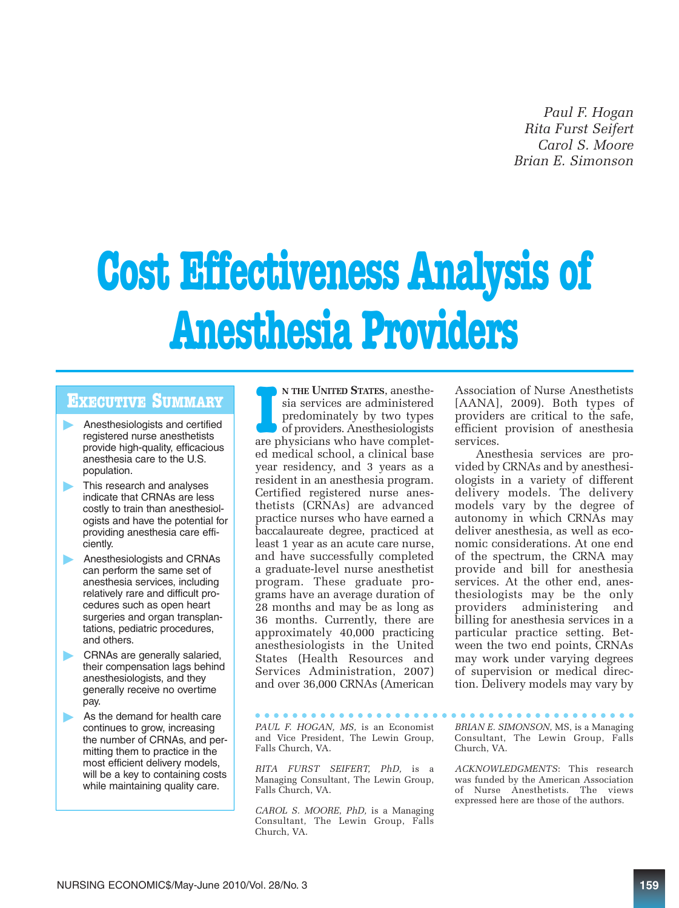Paul F. Hogan
Rita Furst Seifert
Carol S. Moore
Brian E. Simonson

# Cost Effectiveness Analysis of Anesthesia Providers

## Executive Summary

- Anesthesiologists and certified registered nurse anesthetists provide high-quality, efficacious anesthesia care to the U.S. population.
- This research and analyses indicate that CRNAs are less costly to train than anesthesiologists and have the potential for providing anesthesia care efficiently.
- Anesthesiologists and CRNAs can perform the same set of anesthesia services, including relatively rare and difficult procedures such as open heart surgeries and organ transplantations, pediatric procedures, and others.
- CRNAs are generally salaried, their compensation lags behind anesthesiologists, and they generally receive no overtime pay.
- As the demand for health care continues to grow, increasing the number of CRNAs, and permitting them to practice in the most efficient delivery models, will be a key to containing costs while maintaining quality care.

In the United States, anesthesia services are administered predominately by two types of providers. Anesthesiologists are physicians who have completed medical school, a clinical base year residency, and 3 years as a resident in an anesthesia program. Certified registered nurse anesthetists (CRNAs) are advanced practice nurses who have earned a baccalaureate degree, practiced at least 1 year as an acute care nurse, and have successfully completed a graduate-level nurse anesthetist program. These graduate programs have an average duration of 28 months and may be as long as 36 months. Currently, there are approximately 40,000 practicing anesthesiologists in the United States (Health Resources and Services Administration, 2007) and over 36,000 CRNAs (American Association of Nurse Anesthetists [AANA], 2009). Both types of providers are critical to the safe, efficient provision of anesthesia services.

Anesthesia services are provided by CRNAs and by anesthesiologists in a variety of different delivery models. The delivery models vary by the degree of autonomy in which CRNAs may deliver anesthesia, as well as economic considerations. At one end of the spectrum, the CRNA may provide and bill for anesthesia services. At the other end, anesthesiologists may be the only providers administering and billing for anesthesia services in a particular practice setting. Between the two end points, CRNAs may work under varying degrees of supervision or medical direction. Delivery models may vary by

*PAUL F. HOGAN, MS,* is an Economist and Vice President, The Lewin Group, Falls Church, VA.

*RITA FURST SEIFERT, PhD,* is a Managing Consultant, The Lewin Group, Falls Church, VA.

*CAROL S. MOORE, PhD,* is a Managing Consultant, The Lewin Group, Falls Church, VA.

*BRIAN E. SIMONSON,* MS, is a Managing Consultant, The Lewin Group, Falls Church, VA.

*ACKNOWLEDGMENTS:* This research was funded by the American Association of Nurse Anesthetists. The views expressed here are those of the authors.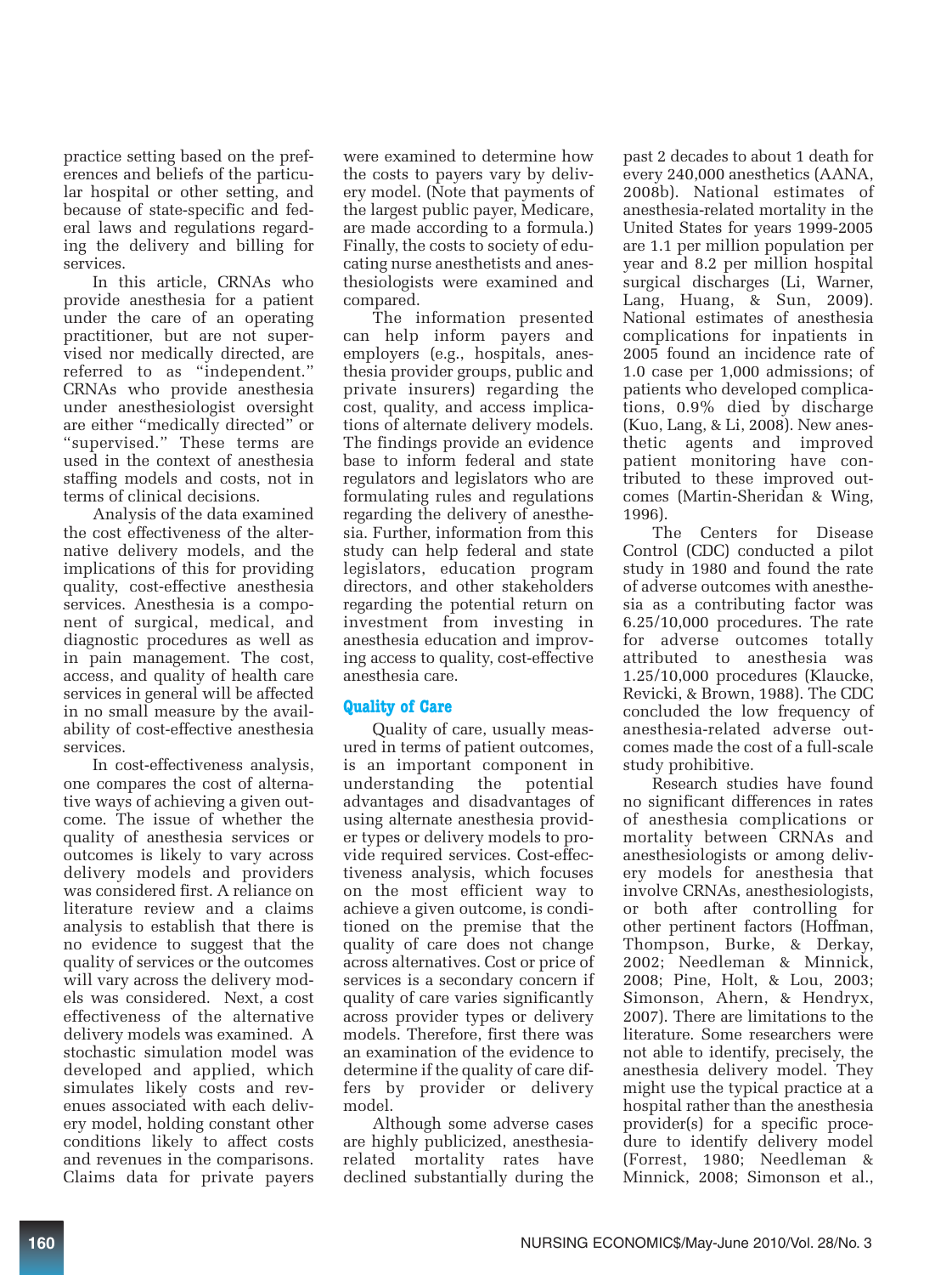practice setting based on the preferences and beliefs of the particular hospital or other setting, and because of state-specific and federal laws and regulations regarding the delivery and billing for services.

In this article, CRNAs who provide anesthesia for a patient under the care of an operating practitioner, but are not supervised nor medically directed, are referred to as "independent." CRNAs who provide anesthesia under anesthesiologist oversight are either "medically directed" or "supervised." These terms are used in the context of anesthesia staffing models and costs, not in terms of clinical decisions.

Analysis of the data examined the cost effectiveness of the alternative delivery models, and the implications of this for providing quality, cost-effective anesthesia services. Anesthesia is a component of surgical, medical, and diagnostic procedures as well as in pain management. The cost, access, and quality of health care services in general will be affected in no small measure by the availability of cost-effective anesthesia services.

In cost-effectiveness analysis, one compares the cost of alternative ways of achieving a given outcome. The issue of whether the quality of anesthesia services or outcomes is likely to vary across delivery models and providers was considered first. A reliance on literature review and a claims analysis to establish that there is no evidence to suggest that the quality of services or the outcomes will vary across the delivery models was considered. Next, a cost effectiveness of the alternative delivery models was examined. A stochastic simulation model was developed and applied, which simulates likely costs and revenues associated with each delivery model, holding constant other conditions likely to affect costs and revenues in the comparisons. Claims data for private payers were examined to determine how the costs to payers vary by delivery model. (Note that payments of the largest public payer, Medicare, are made according to a formula.) Finally, the costs to society of educating nurse anesthetists and anesthesiologists were examined and compared.

The information presented can help inform payers and employers (e.g., hospitals, anesthesia provider groups, public and private insurers) regarding the cost, quality, and access implications of alternate delivery models. The findings provide an evidence base to inform federal and state regulators and legislators who are formulating rules and regulations regarding the delivery of anesthesia. Further, information from this study can help federal and state legislators, education program directors, and other stakeholders regarding the potential return on investment from investing in anesthesia education and improving access to quality, cost-effective anesthesia care.

## Quality of Care

Quality of care, usually measured in terms of patient outcomes, is an important component in understanding the potential advantages and disadvantages of using alternate anesthesia provider types or delivery models to provide required services. Cost-effectiveness analysis, which focuses on the most efficient way to achieve a given outcome, is conditioned on the premise that the quality of care does not change across alternatives. Cost or price of services is a secondary concern if quality of care varies significantly across provider types or delivery models. Therefore, first there was an examination of the evidence to determine if the quality of care differs by provider or delivery model.

Although some adverse cases are highly publicized, anesthesia-related mortality rates have declined substantially during the past 2 decades to about 1 death for every 240,000 anesthetics (AANA, 2008b). National estimates of anesthesia-related mortality in the United States for years 1999-2005 are 1.1 per million population per year and 8.2 per million hospital surgical discharges (Li, Warner, Lang, Huang, & Sun, 2009). National estimates of anesthesia complications for inpatients in 2005 found an incidence rate of 1.0 case per 1,000 admissions; of patients who developed complications, 0.9% died by discharge (Kuo, Lang, & Li, 2008). New anesthetic agents and improved patient monitoring have contributed to these improved outcomes (Martin-Sheridan & Wing, 1996).

The Centers for Disease Control (CDC) conducted a pilot study in 1980 and found the rate of adverse outcomes with anesthesia as a contributing factor was 6.25/10,000 procedures. The rate for adverse outcomes totally attributed to anesthesia was 1.25/10,000 procedures (Klaucke, Revicki, & Brown, 1988). The CDC concluded the low frequency of anesthesia-related adverse outcomes made the cost of a full-scale study prohibitive.

Research studies have found no significant differences in rates of anesthesia complications or mortality between CRNAs and anesthesiologists or among delivery models for anesthesia that involve CRNAs, anesthesiologists, or both after controlling for other pertinent factors (Hoffman, Thompson, Burke, & Derkay, 2002; Needleman & Minnick, 2008; Pine, Holt, & Lou, 2003; Simonson, Ahern, & Hendryx, 2007). There are limitations to the literature. Some researchers were not able to identify, precisely, the anesthesia delivery model. They might use the typical practice at a hospital rather than the anesthesia provider(s) for a specific procedure to identify delivery model (Forrest, 1980; Needleman & Minnick, 2008; Simonson et al.,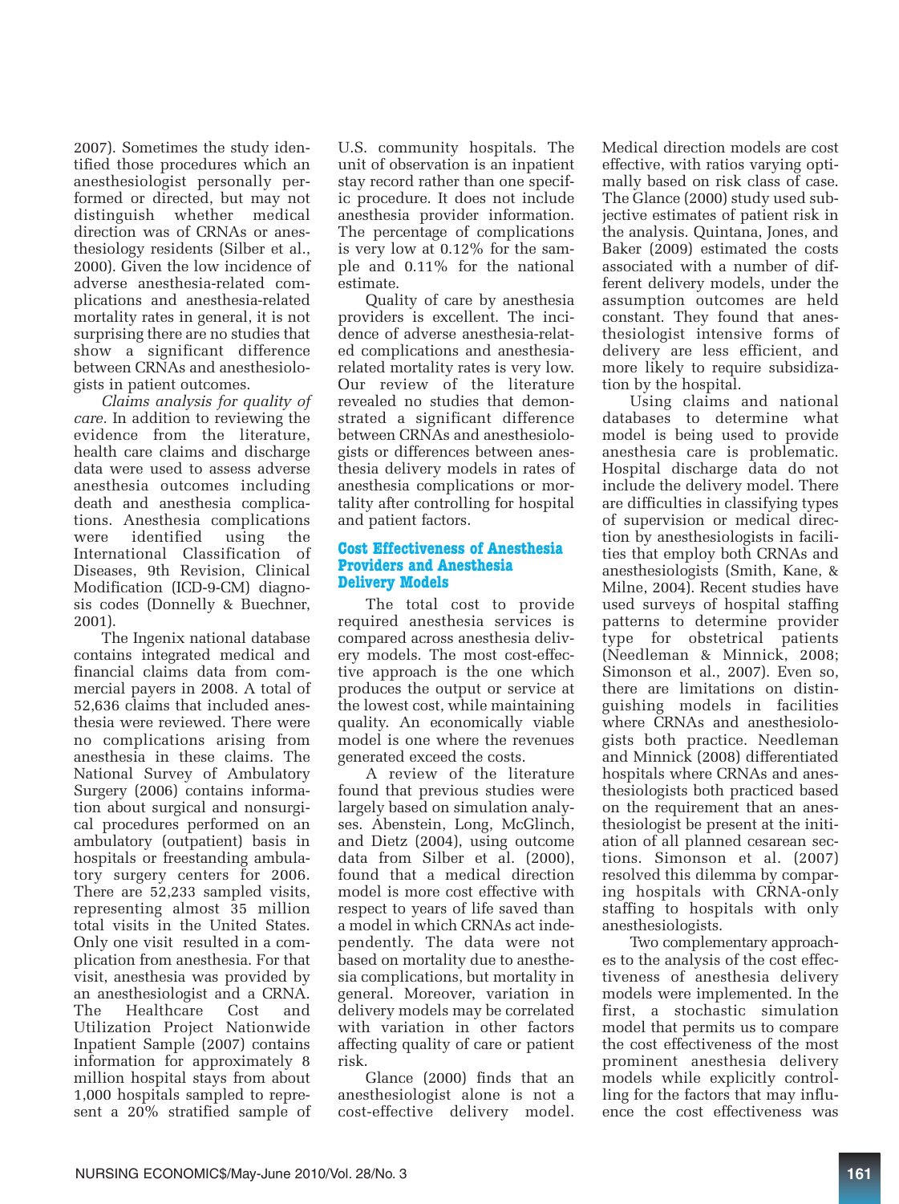2007). Sometimes the study identified those procedures which an anesthesiologist personally performed or directed, but may not distinguish whether medical direction was of CRNAs or anesthesiology residents (Silber et al., 2000). Given the low incidence of adverse anesthesia-related complications and anesthesia-related mortality rates in general, it is not surprising there are no studies that show a significant difference between CRNAs and anesthesiologists in patient outcomes.

*Claims analysis for quality of care.* In addition to reviewing the evidence from the literature, health care claims and discharge data were used to assess adverse anesthesia outcomes including death and anesthesia complications. Anesthesia complications were identified using the International Classification of Diseases, 9th Revision, Clinical Modification (ICD-9-CM) diagnosis codes (Donnelly & Buechner, 2001).

The Ingenix national database contains integrated medical and financial claims data from commercial payers in 2008. A total of 52,636 claims that included anesthesia were reviewed. There were no complications arising from anesthesia in these claims. The National Survey of Ambulatory Surgery (2006) contains information about surgical and nonsurgical procedures performed on an ambulatory (outpatient) basis in hospitals or freestanding ambulatory surgery centers for 2006. There are 52,233 sampled visits, representing almost 35 million total visits in the United States. Only one visit resulted in a complication from anesthesia. For that visit, anesthesia was provided by an anesthesiologist and a CRNA. The Healthcare Cost and Utilization Project Nationwide Inpatient Sample (2007) contains information for approximately 8 million hospital stays from about 1,000 hospitals sampled to represent a 20% stratified sample of U.S. community hospitals. The unit of observation is an inpatient stay record rather than one specific procedure. It does not include anesthesia provider information. The percentage of complications is very low at 0.12% for the sample and 0.11% for the national estimate.

Quality of care by anesthesia providers is excellent. The incidence of adverse anesthesia-related complications and anesthesia-related mortality rates is very low. Our review of the literature revealed no studies that demonstrated a significant difference between CRNAs and anesthesiologists or differences between anesthesia delivery models in rates of anesthesia complications or mortality after controlling for hospital and patient factors.

## Cost Effectiveness of Anesthesia Providers and Anesthesia Delivery Models

The total cost to provide required anesthesia services is compared across anesthesia delivery models. The most cost-effective approach is the one which produces the output or service at the lowest cost, while maintaining quality. An economically viable model is one where the revenues generated exceed the costs.

A review of the literature found that previous studies were largely based on simulation analyses. Abenstein, Long, McGlinch, and Dietz (2004), using outcome data from Silber et al. (2000), found that a medical direction model is more cost effective with respect to years of life saved than a model in which CRNAs act independently. The data were not based on mortality due to anesthesia complications, but mortality in general. Moreover, variation in delivery models may be correlated with variation in other factors affecting quality of care or patient risk.

Glance (2000) finds that an anesthesiologist alone is not a cost-effective delivery model. Medical direction models are cost effective, with ratios varying optimally based on risk class of case. The Glance (2000) study used subjective estimates of patient risk in the analysis. Quintana, Jones, and Baker (2009) estimated the costs associated with a number of different delivery models, under the assumption outcomes are held constant. They found that anesthesiologist intensive forms of delivery are less efficient, and more likely to require subsidization by the hospital.

Using claims and national databases to determine what model is being used to provide anesthesia care is problematic. Hospital discharge data do not include the delivery model. There are difficulties in classifying types of supervision or medical direction by anesthesiologists in facilities that employ both CRNAs and anesthesiologists (Smith, Kane, & Milne, 2004). Recent studies have used surveys of hospital staffing patterns to determine provider type for obstetrical patients (Needleman & Minnick, 2008; Simonson et al., 2007). Even so, there are limitations on distinguishing models in facilities where CRNAs and anesthesiologists both practice. Needleman and Minnick (2008) differentiated hospitals where CRNAs and anesthesiologists both practiced based on the requirement that an anesthesiologist be present at the initiation of all planned cesarean sections. Simonson et al. (2007) resolved this dilemma by comparing hospitals with CRNA-only staffing to hospitals with only anesthesiologists.

Two complementary approaches to the analysis of the cost effectiveness of anesthesia delivery models were implemented. In the first, a stochastic simulation model that permits us to compare the cost effectiveness of the most prominent anesthesia delivery models while explicitly controlling for the factors that may influence the cost effectiveness was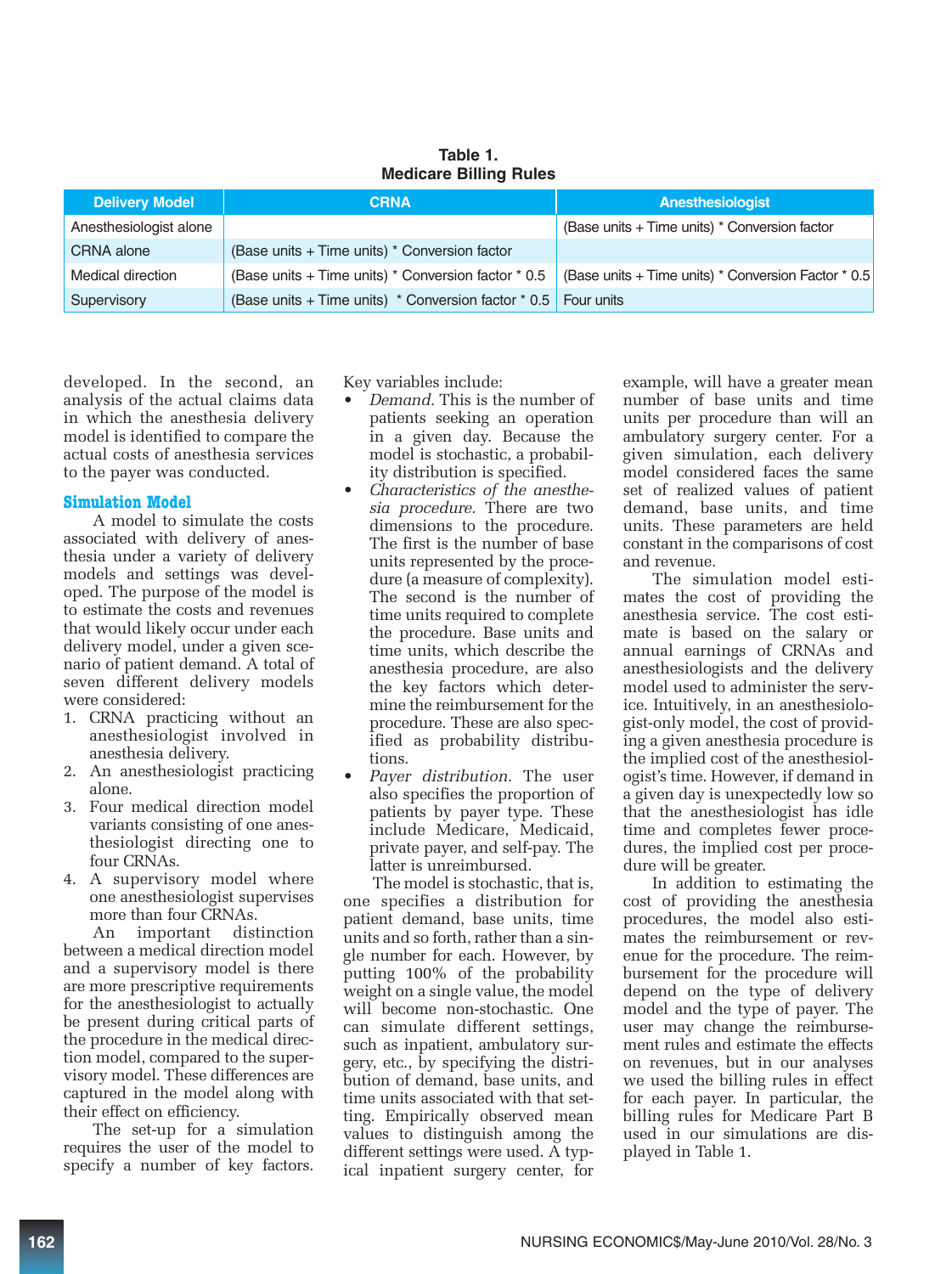**Table 1.**
**Medicare Billing Rules**

| Delivery Model | CRNA | Anesthesiologist |
| --- | --- | --- |
| Anesthesiologist alone | | (Base units + Time units) * Conversion factor |
| CRNA alone | (Base units + Time units) * Conversion factor | |
| Medical direction | (Base units + Time units) * Conversion factor * 0.5 | (Base units + Time units) * Conversion Factor * 0.5 |
| Supervisory | (Base units + Time units) * Conversion factor * 0.5 | Four units |

developed. In the second, an analysis of the actual claims data in which the anesthesia delivery model is identified to compare the actual costs of anesthesia services to the payer was conducted.

### Simulation Model

A model to simulate the costs associated with delivery of anesthesia under a variety of delivery models and settings was developed. The purpose of the model is to estimate the costs and revenues that would likely occur under each delivery model, under a given scenario of patient demand. A total of seven different delivery models were considered:

1. CRNA practicing without an anesthesiologist involved in anesthesia delivery.
2. An anesthesiologist practicing alone.
3. Four medical direction model variants consisting of one anesthesiologist directing one to four CRNAs.
4. A supervisory model where one anesthesiologist supervises more than four CRNAs.

An important distinction between a medical direction model and a supervisory model is there are more prescriptive requirements for the anesthesiologist to actually be present during critical parts of the procedure in the medical direction model, compared to the supervisory model. These differences are captured in the model along with their effect on efficiency.

The set-up for a simulation requires the user of the model to specify a number of key factors. Key variables include:

- *Demand.* This is the number of patients seeking an operation in a given day. Because the model is stochastic, a probability distribution is specified.
- *Characteristics of the anesthesia procedure.* There are two dimensions to the procedure. The first is the number of base units represented by the procedure (a measure of complexity). The second is the number of time units required to complete the procedure. Base units and time units, which describe the anesthesia procedure, are also the key factors which determine the reimbursement for the procedure. These are also specified as probability distributions.
- *Payer distribution.* The user also specifies the proportion of patients by payer type. These include Medicare, Medicaid, private payer, and self-pay. The latter is unreimbursed.

The model is stochastic, that is, one specifies a distribution for patient demand, base units, time units and so forth, rather than a single number for each. However, by putting 100% of the probability weight on a single value, the model will become non-stochastic. One can simulate different settings, such as inpatient, ambulatory surgery, etc., by specifying the distribution of demand, base units, and time units associated with that setting. Empirically observed mean values to distinguish among the different settings were used. A typical inpatient surgery center, for example, will have a greater mean number of base units and time units per procedure than will an ambulatory surgery center. For a given simulation, each delivery model considered faces the same set of realized values of patient demand, base units, and time units. These parameters are held constant in the comparisons of cost and revenue.

The simulation model estimates the cost of providing the anesthesia service. The cost estimate is based on the salary or annual earnings of CRNAs and anesthesiologists and the delivery model used to administer the service. Intuitively, in an anesthesiologist-only model, the cost of providing a given anesthesia procedure is the implied cost of the anesthesiologist's time. However, if demand in a given day is unexpectedly low so that the anesthesiologist has idle time and completes fewer procedures, the implied cost per procedure will be greater.

In addition to estimating the cost of providing the anesthesia procedures, the model also estimates the reimbursement or revenue for the procedure. The reimbursement for the procedure will depend on the type of delivery model and the type of payer. The user may change the reimbursement rules and estimate the effects on revenues, but in our analyses we used the billing rules in effect for each payer. In particular, the billing rules for Medicare Part B used in our simulations are displayed in Table 1.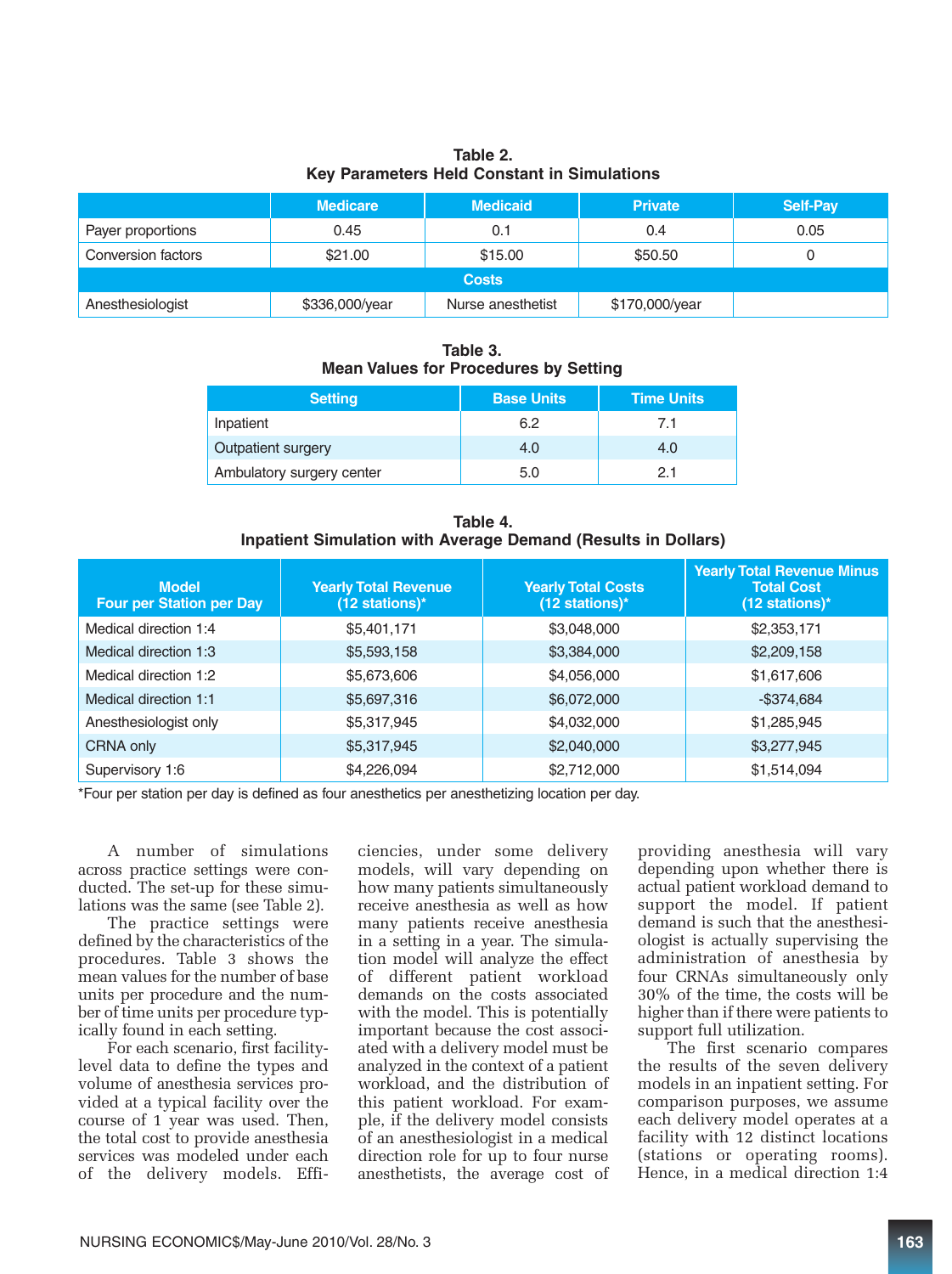**Table 2.**
**Key Parameters Held Constant in Simulations**

| | Medicare | Medicaid | Private | Self-Pay |
|---|---|---|---|---|
| Payer proportions | 0.45 | 0.1 | 0.4 | 0.05 |
| Conversion factors | $21.00 | $15.00 | $50.50 | 0 |
| **Costs** | | | | |
| Anesthesiologist | $336,000/year | Nurse anesthetist | $170,000/year | |

**Table 3.**
**Mean Values for Procedures by Setting**

| Setting | Base Units | Time Units |
|---|---|---|
| Inpatient | 6.2 | 7.1 |
| Outpatient surgery | 4.0 | 4.0 |
| Ambulatory surgery center | 5.0 | 2.1 |

**Table 4.**
**Inpatient Simulation with Average Demand (Results in Dollars)**

| Model Four per Station per Day | Yearly Total Revenue (12 stations)* | Yearly Total Costs (12 stations)* | Yearly Total Revenue Minus Total Cost (12 stations)* |
|---|---|---|---|
| Medical direction 1:4 | $5,401,171 | $3,048,000 | $2,353,171 |
| Medical direction 1:3 | $5,593,158 | $3,384,000 | $2,209,158 |
| Medical direction 1:2 | $5,673,606 | $4,056,000 | $1,617,606 |
| Medical direction 1:1 | $5,697,316 | $6,072,000 | -$374,684 |
| Anesthesiologist only | $5,317,945 | $4,032,000 | $1,285,945 |
| CRNA only | $5,317,945 | $2,040,000 | $3,277,945 |
| Supervisory 1:6 | $4,226,094 | $2,712,000 | $1,514,094 |

*Four per station per day is defined as four anesthetics per anesthetizing location per day.

A number of simulations across practice settings were conducted. The set-up for these simulations was the same (see Table 2).

The practice settings were defined by the characteristics of the procedures. Table 3 shows the mean values for the number of base units per procedure and the number of time units per procedure typically found in each setting.

For each scenario, first facility-level data to define the types and volume of anesthesia services provided at a typical facility over the course of 1 year was used. Then, the total cost to provide anesthesia services was modeled under each of the delivery models. Efficiencies, under some delivery models, will vary depending on how many patients simultaneously receive anesthesia as well as how many patients receive anesthesia in a setting in a year. The simulation model will analyze the effect of different patient workload demands on the costs associated with the model. This is potentially important because the cost associated with a delivery model must be analyzed in the context of a patient workload, and the distribution of this patient workload. For example, if the delivery model consists of an anesthesiologist in a medical direction role for up to four nurse anesthetists, the average cost of providing anesthesia will vary depending upon whether there is actual patient workload demand to support the model. If patient demand is such that the anesthesiologist is actually supervising the administration of anesthesia by four CRNAs simultaneously only 30% of the time, the costs will be higher than if there were patients to support full utilization.

The first scenario compares the results of the seven delivery models in an inpatient setting. For comparison purposes, we assume each delivery model operates at a facility with 12 distinct locations (stations or operating rooms). Hence, in a medical direction 1:4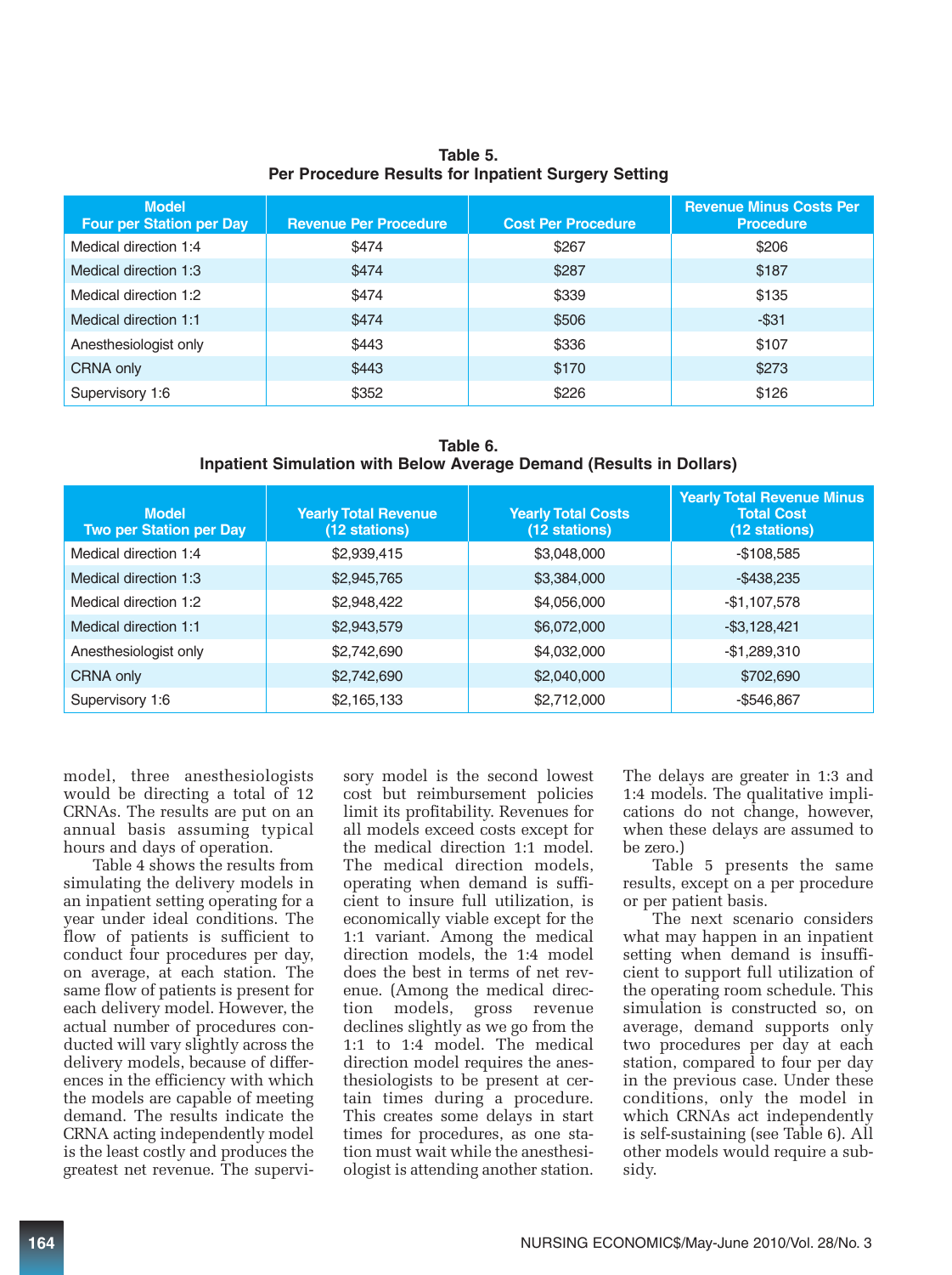**Table 5.**
**Per Procedure Results for Inpatient Surgery Setting**

| Model<br>Four per Station per Day | Revenue Per Procedure | Cost Per Procedure | Revenue Minus Costs Per Procedure |
|---|---|---|---|
| Medical direction 1:4 | $474 | $267 | $206 |
| Medical direction 1:3 | $474 | $287 | $187 |
| Medical direction 1:2 | $474 | $339 | $135 |
| Medical direction 1:1 | $474 | $506 | -$31 |
| Anesthesiologist only | $443 | $336 | $107 |
| CRNA only | $443 | $170 | $273 |
| Supervisory 1:6 | $352 | $226 | $126 |

**Table 6.**
**Inpatient Simulation with Below Average Demand (Results in Dollars)**

| Model<br>Two per Station per Day | Yearly Total Revenue (12 stations) | Yearly Total Costs (12 stations) | Yearly Total Revenue Minus Total Cost (12 stations) |
|---|---|---|---|
| Medical direction 1:4 | $2,939,415 | $3,048,000 | -$108,585 |
| Medical direction 1:3 | $2,945,765 | $3,384,000 | -$438,235 |
| Medical direction 1:2 | $2,948,422 | $4,056,000 | -$1,107,578 |
| Medical direction 1:1 | $2,943,579 | $6,072,000 | -$3,128,421 |
| Anesthesiologist only | $2,742,690 | $4,032,000 | -$1,289,310 |
| CRNA only | $2,742,690 | $2,040,000 | $702,690 |
| Supervisory 1:6 | $2,165,133 | $2,712,000 | -$546,867 |

model, three anesthesiologists would be directing a total of 12 CRNAs. The results are put on an annual basis assuming typical hours and days of operation.

Table 4 shows the results from simulating the delivery models in an inpatient setting operating for a year under ideal conditions. The flow of patients is sufficient to conduct four procedures per day, on average, at each station. The same flow of patients is present for each delivery model. However, the actual number of procedures conducted will vary slightly across the delivery models, because of differences in the efficiency with which the models are capable of meeting demand. The results indicate the CRNA acting independently model is the least costly and produces the greatest net revenue. The supervisory model is the second lowest cost but reimbursement policies limit its profitability. Revenues for all models exceed costs except for the medical direction 1:1 model. The medical direction models, operating when demand is sufficient to insure full utilization, is economically viable except for the 1:1 variant. Among the medical direction models, the 1:4 model does the best in terms of net revenue. (Among the medical direction models, gross revenue declines slightly as we go from the 1:1 to 1:4 model. The medical direction model requires the anesthesiologists to be present at certain times during a procedure. This creates some delays in start times for procedures, as one station must wait while the anesthesiologist is attending another station. The delays are greater in 1:3 and 1:4 models. The qualitative implications do not change, however, when these delays are assumed to be zero.)

Table 5 presents the same results, except on a per procedure or per patient basis.

The next scenario considers what may happen in an inpatient setting when demand is insufficient to support full utilization of the operating room schedule. This simulation is constructed so, on average, demand supports only two procedures per day at each station, compared to four per day in the previous case. Under these conditions, only the model in which CRNAs act independently is self-sustaining (see Table 6). All other models would require a subsidy.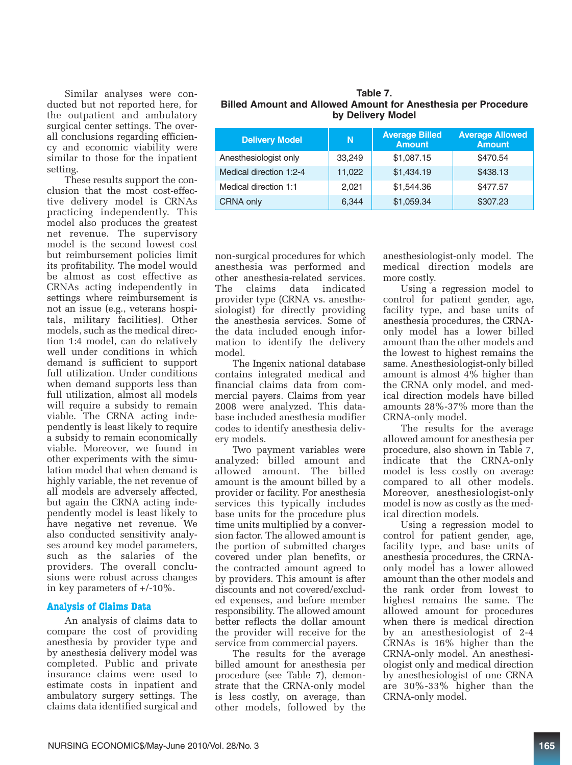Similar analyses were conducted but not reported here, for the outpatient and ambulatory surgical center settings. The overall conclusions regarding efficiency and economic viability were similar to those for the inpatient setting.

These results support the conclusion that the most cost-effective delivery model is CRNAs practicing independently. This model also produces the greatest net revenue. The supervisory model is the second lowest cost but reimbursement policies limit its profitability. The model would be almost as cost effective as CRNAs acting independently in settings where reimbursement is not an issue (e.g., veterans hospitals, military facilities). Other models, such as the medical direction 1:4 model, can do relatively well under conditions in which demand is sufficient to support full utilization. Under conditions when demand supports less than full utilization, almost all models will require a subsidy to remain viable. The CRNA acting independently is least likely to require a subsidy to remain economically viable. Moreover, we found in other experiments with the simulation model that when demand is highly variable, the net revenue of all models are adversely affected, but again the CRNA acting independently model is least likely to have negative net revenue. We also conducted sensitivity analyses around key model parameters, such as the salaries of the providers. The overall conclusions were robust across changes in key parameters of +/-10%.

## Analysis of Claims Data

An analysis of claims data to compare the cost of providing anesthesia by provider type and by anesthesia delivery model was completed. Public and private insurance claims were used to estimate costs in inpatient and ambulatory surgery settings. The claims data identified surgical and non-surgical procedures for which anesthesia was performed and other anesthesia-related services. The claims data indicated provider type (CRNA vs. anesthesiologist) for directly providing the anesthesia services. Some of the data included enough information to identify the delivery model.

The Ingenix national database contains integrated medical and financial claims data from commercial payers. Claims from year 2008 were analyzed. This database included anesthesia modifier codes to identify anesthesia delivery models.

Two payment variables were analyzed: billed amount and allowed amount. The billed amount is the amount billed by a provider or facility. For anesthesia services this typically includes base units for the procedure plus time units multiplied by a conversion factor. The allowed amount is the portion of submitted charges covered under plan benefits, or the contracted amount agreed to by providers. This amount is after discounts and not covered/excluded expenses, and before member responsibility. The allowed amount better reflects the dollar amount the provider will receive for the service from commercial payers.

**Table 7.**
**Billed Amount and Allowed Amount for Anesthesia per Procedure by Delivery Model**

| Delivery Model | N | Average Billed Amount | Average Allowed Amount |
|---|---|---|---|
| Anesthesiologist only | 33,249 | $1,087.15 | $470.54 |
| Medical direction 1:2-4 | 11,022 | $1,434.19 | $438.13 |
| Medical direction 1:1 | 2,021 | $1,544.36 | $477.57 |
| CRNA only | 6,344 | $1,059.34 | $307.23 |

The results for the average billed amount for anesthesia per procedure (see Table 7), demonstrate that the CRNA-only model is less costly, on average, than other models, followed by the anesthesiologist-only model. The medical direction models are more costly.

Using a regression model to control for patient gender, age, facility type, and base units of anesthesia procedures, the CRNA-only model has a lower billed amount than the other models and the lowest to highest remains the same. Anesthesiologist-only billed amount is almost 4% higher than the CRNA only model, and medical direction models have billed amounts 28%-37% more than the CRNA-only model.

The results for the average allowed amount for anesthesia per procedure, also shown in Table 7, indicate that the CRNA-only model is less costly on average compared to all other models. Moreover, anesthesiologist-only model is now as costly as the medical direction models.

Using a regression model to control for patient gender, age, facility type, and base units of anesthesia procedures, the CRNA-only model has a lower allowed amount than the other models and the rank order from lowest to highest remains the same. The allowed amount for procedures when there is medical direction by an anesthesiologist of 2-4 CRNAs is 16% higher than the CRNA-only model. An anesthesiologist only and medical direction by anesthesiologist of one CRNA are 30%-33% higher than the CRNA-only model.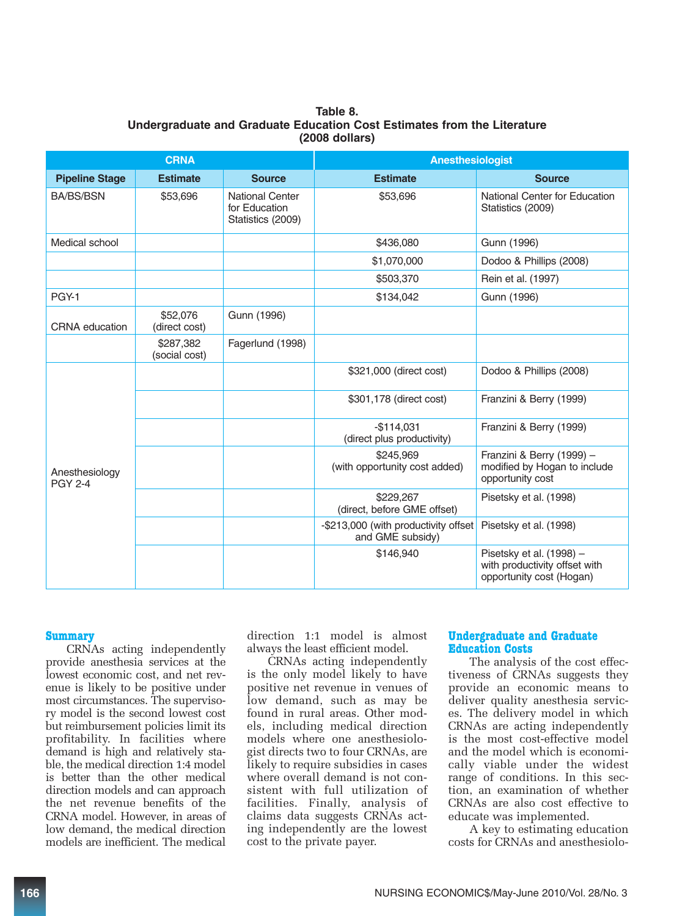**Table 8.**
**Undergraduate and Graduate Education Cost Estimates from the Literature (2008 dollars)**

| | CRNA | | Anesthesiologist | |
|---|---|---|---|---|
| **Pipeline Stage** | **Estimate** | **Source** | **Estimate** | **Source** |
| BA/BS/BSN | $53,696 | National Center for Education Statistics (2009) | $53,696 | National Center for Education Statistics (2009) |
| Medical school | | | $436,080 | Gunn (1996) |
| | | | $1,070,000 | Dodoo & Phillips (2008) |
| | | | $503,370 | Rein et al. (1997) |
| PGY-1 | | | $134,042 | Gunn (1996) |
| CRNA education | $52,076 (direct cost) | Gunn (1996) | | |
| | $287,382 (social cost) | Fagerlund (1998) | | |
| Anesthesiology PGY 2-4 | | | $321,000 (direct cost) | Dodoo & Phillips (2008) |
| | | | $301,178 (direct cost) | Franzini & Berry (1999) |
| | | | -$114,031 (direct plus productivity) | Franzini & Berry (1999) |
| | | | $245,969 (with opportunity cost added) | Franzini & Berry (1999) – modified by Hogan to include opportunity cost |
| | | | $229,267 (direct, before GME offset) | Pisetsky et al. (1998) |
| | | | -$213,000 (with productivity offset and GME subsidy) | Pisetsky et al. (1998) |
| | | | $146,940 | Pisetsky et al. (1998) – with productivity offset with opportunity cost (Hogan) |

## Summary

CRNAs acting independently provide anesthesia services at the lowest economic cost, and net revenue is likely to be positive under most circumstances. The supervisory model is the second lowest cost but reimbursement policies limit its profitability. In facilities where demand is high and relatively stable, the medical direction 1:4 model is better than the other medical direction models and can approach the net revenue benefits of the CRNA model. However, in areas of low demand, the medical direction models are inefficient. The medical direction 1:1 model is almost always the least efficient model.

CRNAs acting independently is the only model likely to have positive net revenue in venues of low demand, such as may be found in rural areas. Other models, including medical direction models where one anesthesiologist directs two to four CRNAs, are likely to require subsidies in cases where overall demand is not consistent with full utilization of facilities. Finally, analysis of claims data suggests CRNAs acting independently are the lowest cost to the private payer.

## Undergraduate and Graduate Education Costs

The analysis of the cost effectiveness of CRNAs suggests they provide an economic means to deliver quality anesthesia services. The delivery model in which CRNAs are acting independently is the most cost-effective model and the model which is economically viable under the widest range of conditions. In this section, an examination of whether CRNAs are also cost effective to educate was implemented.

A key to estimating education costs for CRNAs and anesthesiolo-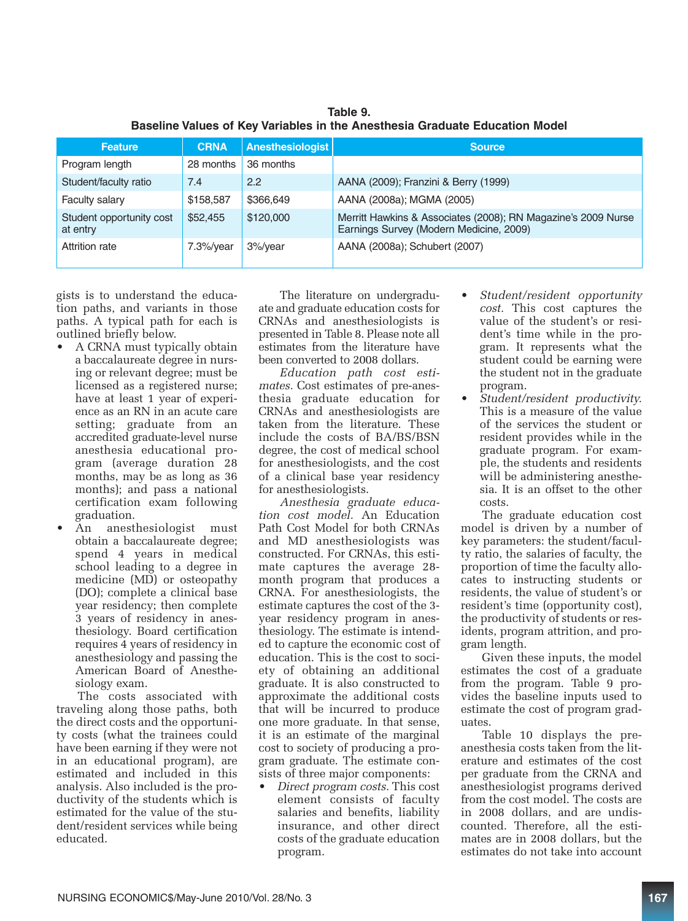**Table 9.**
**Baseline Values of Key Variables in the Anesthesia Graduate Education Model**

| Feature | CRNA | Anesthesiologist | Source |
|---|---|---|---|
| Program length | 28 months | 36 months | |
| Student/faculty ratio | 7.4 | 2.2 | AANA (2009); Franzini & Berry (1999) |
| Faculty salary | $158,587 | $366,649 | AANA (2008a); MGMA (2005) |
| Student opportunity cost at entry | $52,455 | $120,000 | Merritt Hawkins & Associates (2008); RN Magazine's 2009 Nurse Earnings Survey (Modern Medicine, 2009) |
| Attrition rate | 7.3%/year | 3%/year | AANA (2008a); Schubert (2007) |

gists is to understand the education paths, and variants in those paths. A typical path for each is outlined briefly below.

- A CRNA must typically obtain a baccalaureate degree in nursing or relevant degree; must be licensed as a registered nurse; have at least 1 year of experience as an RN in an acute care setting; graduate from an accredited graduate-level nurse anesthesia educational program (average duration 28 months, may be as long as 36 months); and pass a national certification exam following graduation.
- An anesthesiologist must obtain a baccalaureate degree; spend 4 years in medical school leading to a degree in medicine (MD) or osteopathy (DO); complete a clinical base year residency; then complete 3 years of residency in anesthesiology. Board certification requires 4 years of residency in anesthesiology and passing the American Board of Anesthesiology exam.

The costs associated with traveling along those paths, both the direct costs and the opportunity costs (what the trainees could have been earning if they were not in an educational program), are estimated and included in this analysis. Also included is the productivity of the students which is estimated for the value of the student/resident services while being educated.

The literature on undergraduate and graduate education costs for CRNAs and anesthesiologists is presented in Table 8. Please note all estimates from the literature have been converted to 2008 dollars.

*Education path cost estimates.* Cost estimates of pre-anesthesia graduate education for CRNAs and anesthesiologists are taken from the literature. These include the costs of BA/BS/BSN degree, the cost of medical school for anesthesiologists, and the cost of a clinical base year residency for anesthesiologists.

*Anesthesia graduate education cost model.* An Education Path Cost Model for both CRNAs and MD anesthesiologists was constructed. For CRNAs, this estimate captures the average 28-month program that produces a CRNA. For anesthesiologists, the estimate captures the cost of the 3-year residency program in anesthesiology. The estimate is intended to capture the economic cost of education. This is the cost to society of obtaining an additional graduate. It is also constructed to approximate the additional costs that will be incurred to produce one more graduate. In that sense, it is an estimate of the marginal cost to society of producing a program graduate. The estimate consists of three major components:

- *Direct program costs.* This cost element consists of faculty salaries and benefits, liability insurance, and other direct costs of the graduate education program.
- *Student/resident opportunity cost.* This cost captures the value of the student's or resident's time while in the program. It represents what the student could be earning were the student not in the graduate program.
- *Student/resident productivity.* This is a measure of the value of the services the student or resident provides while in the graduate program. For example, the students and residents will be administering anesthesia. It is an offset to the other costs.

The graduate education cost model is driven by a number of key parameters: the student/faculty ratio, the salaries of faculty, the proportion of time the faculty allocates to instructing students or residents, the value of student's or resident's time (opportunity cost), the productivity of students or residents, program attrition, and program length.

Given these inputs, the model estimates the cost of a graduate from the program. Table 9 provides the baseline inputs used to estimate the cost of program graduates.

Table 10 displays the pre-anesthesia costs taken from the literature and estimates of the cost per graduate from the CRNA and anesthesiologist programs derived from the cost model. The costs are in 2008 dollars, and are undiscounted. Therefore, all the estimates are in 2008 dollars, but the estimates do not take into account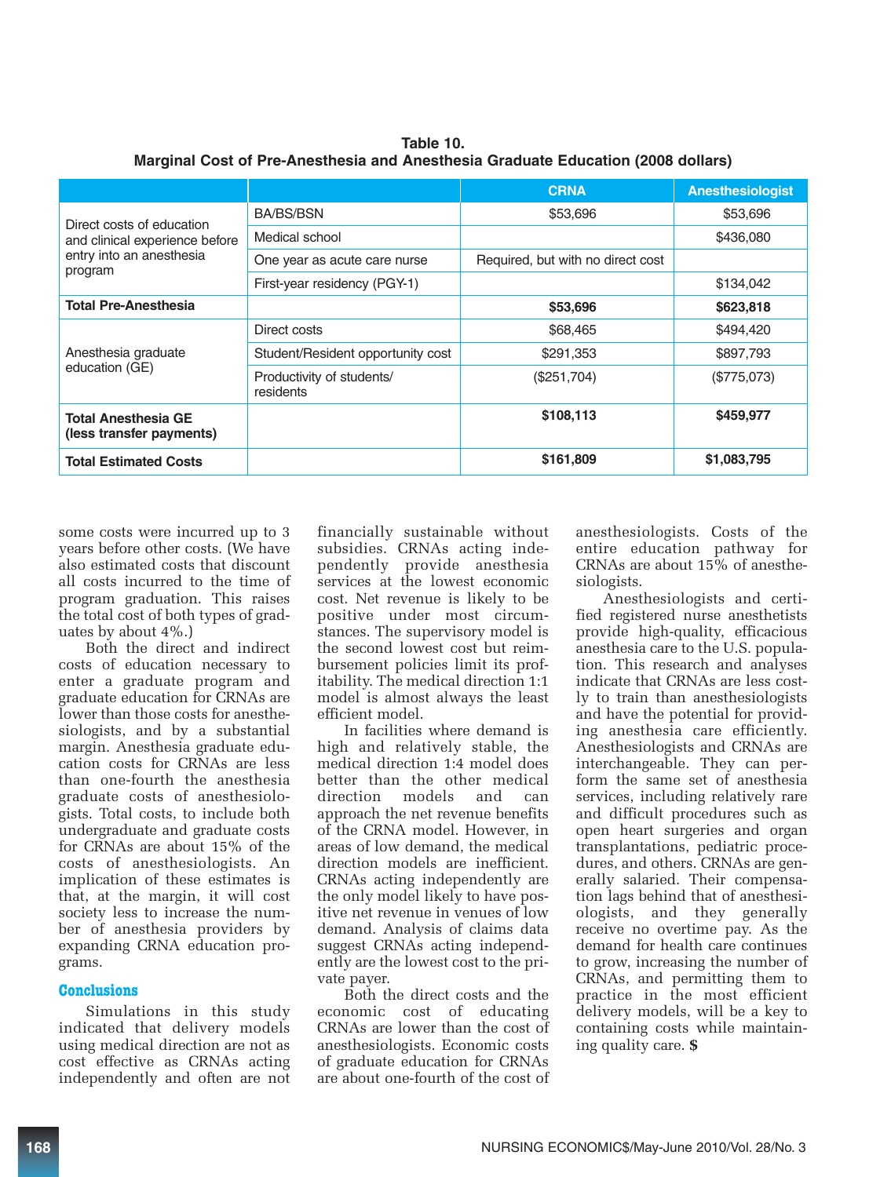**Table 10.**
**Marginal Cost of Pre-Anesthesia and Anesthesia Graduate Education (2008 dollars)**

| | | CRNA | Anesthesiologist |
|---|---|---|---|
| Direct costs of education and clinical experience before entry into an anesthesia program | BA/BS/BSN | $53,696 | $53,696 |
| | Medical school | | $436,080 |
| | One year as acute care nurse | Required, but with no direct cost | |
| | First-year residency (PGY-1) | | $134,042 |
| **Total Pre-Anesthesia** | | **$53,696** | **$623,818** |
| Anesthesia graduate education (GE) | Direct costs | $68,465 | $494,420 |
| | Student/Resident opportunity cost | $291,353 | $897,793 |
| | Productivity of students/residents | ($251,704) | ($775,073) |
| **Total Anesthesia GE (less transfer payments)** | | **$108,113** | **$459,977** |
| **Total Estimated Costs** | | **$161,809** | **$1,083,795** |

some costs were incurred up to 3 years before other costs. (We have also estimated costs that discount all costs incurred to the time of program graduation. This raises the total cost of both types of graduates by about 4%.)

Both the direct and indirect costs of education necessary to enter a graduate program and graduate education for CRNAs are lower than those costs for anesthesiologists, and by a substantial margin. Anesthesia graduate education costs for CRNAs are less than one-fourth the anesthesia graduate costs of anesthesiologists. Total costs, to include both undergraduate and graduate costs for CRNAs are about 15% of the costs of anesthesiologists. An implication of these estimates is that, at the margin, it will cost society less to increase the number of anesthesia providers by expanding CRNA education programs.

## Conclusions

Simulations in this study indicated that delivery models using medical direction are not as cost effective as CRNAs acting independently and often are not financially sustainable without subsidies. CRNAs acting independently provide anesthesia services at the lowest economic cost. Net revenue is likely to be positive under most circumstances. The supervisory model is the second lowest cost but reimbursement policies limit its profitability. The medical direction 1:1 model is almost always the least efficient model.

In facilities where demand is high and relatively stable, the medical direction 1:4 model does better than the other medical direction models and can approach the net revenue benefits of the CRNA model. However, in areas of low demand, the medical direction models are inefficient. CRNAs acting independently are the only model likely to have positive net revenue in venues of low demand. Analysis of claims data suggest CRNAs acting independently are the lowest cost to the private payer.

Both the direct costs and the economic cost of educating CRNAs are lower than the cost of anesthesiologists. Economic costs of graduate education for CRNAs are about one-fourth of the cost of anesthesiologists. Costs of the entire education pathway for CRNAs are about 15% of anesthesiologists.

Anesthesiologists and certified registered nurse anesthetists provide high-quality, efficacious anesthesia care to the U.S. population. This research and analyses indicate that CRNAs are less costly to train than anesthesiologists and have the potential for providing anesthesia care efficiently. Anesthesiologists and CRNAs are interchangeable. They can perform the same set of anesthesia services, including relatively rare and difficult procedures such as open heart surgeries and organ transplantations, pediatric procedures, and others. CRNAs are generally salaried. Their compensation lags behind that of anesthesiologists, and they generally receive no overtime pay. As the demand for health care continues to grow, increasing the number of CRNAs, and permitting them to practice in the most efficient delivery models, will be a key to containing costs while maintaining quality care. **$**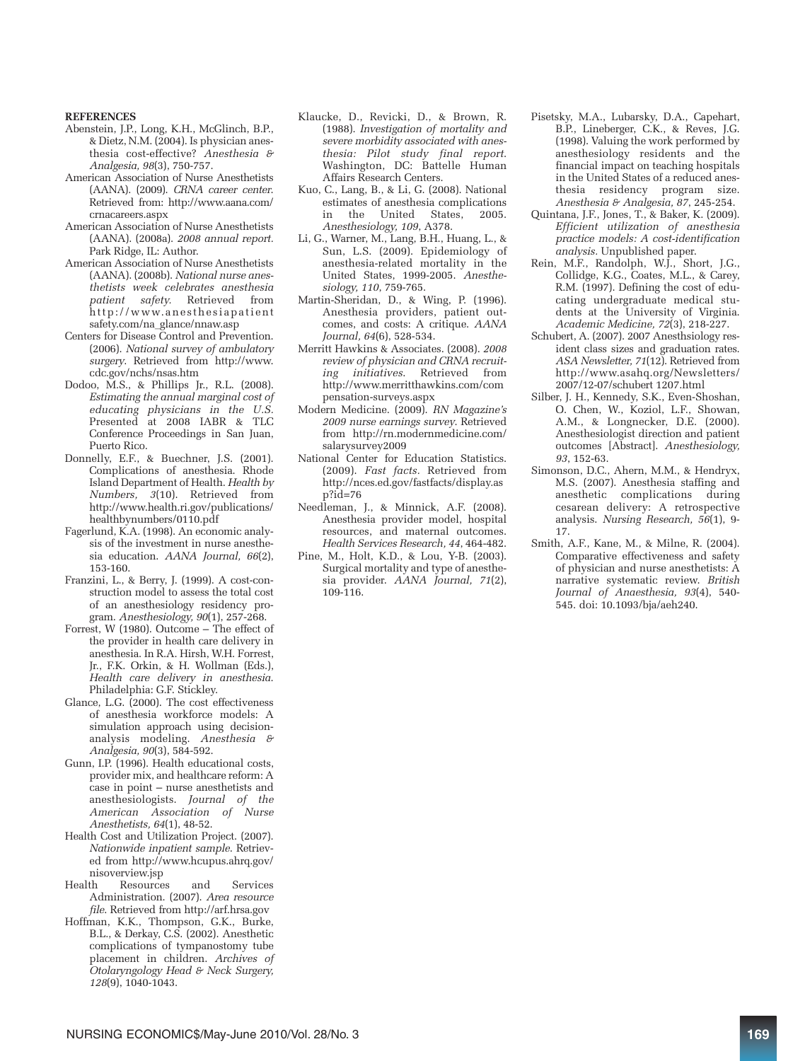**REFERENCES**

Abenstein, J.P., Long, K.H., McGlinch, B.P., & Dietz, N.M. (2004). Is physician anesthesia cost-effective? *Anesthesia & Analgesia, 98*(3), 750-757.

American Association of Nurse Anesthetists (AANA). (2009). *CRNA career center.* Retrieved from: http://www.aana.com/crnacareers.aspx

American Association of Nurse Anesthetists (AANA). (2008a). *2008 annual report.* Park Ridge, IL: Author.

American Association of Nurse Anesthetists (AANA). (2008b). *National nurse anesthetists week celebrates anesthesia patient safety.* Retrieved from http://www.anesthesiapatientsafety.com/na_glance/nnaw.asp

Centers for Disease Control and Prevention. (2006). *National survey of ambulatory surgery.* Retrieved from http://www.cdc.gov/nchs/nsas.htm

Dodoo, M.S., & Phillips Jr., R.L. (2008). *Estimating the annual marginal cost of educating physicians in the U.S.* Presented at 2008 IABR & TLC Conference Proceedings in San Juan, Puerto Rico.

Donnelly, E.F., & Buechner, J.S. (2001). Complications of anesthesia. Rhode Island Department of Health. *Health by Numbers, 3*(10). Retrieved from http://www.health.ri.gov/publications/healthbynumbers/0110.pdf

Fagerlund, K.A. (1998). An economic analysis of the investment in nurse anesthesia education. *AANA Journal, 66*(2), 153-160.

Franzini, L., & Berry, J. (1999). A cost-construction model to assess the total cost of an anesthesiology residency program. *Anesthesiology, 90*(1), 257-268.

Forrest, W (1980). Outcome – The effect of the provider in health care delivery in anesthesia. In R.A. Hirsh, W.H. Forrest, Jr., F.K. Orkin, & H. Wollman (Eds.), *Health care delivery in anesthesia.* Philadelphia: G.F. Stickley.

Glance, L.G. (2000). The cost effectiveness of anesthesia workforce models: A simulation approach using decision-analysis modeling. *Anesthesia & Analgesia, 90*(3), 584-592.

Gunn, I.P. (1996). Health educational costs, provider mix, and healthcare reform: A case in point – nurse anesthetists and anesthesiologists. *Journal of the American Association of Nurse Anesthetists, 64*(1), 48-52.

Health Cost and Utilization Project. (2007). *Nationwide inpatient sample.* Retrieved from http://www.hcupus.ahrq.gov/nisoverview.jsp

Health Resources and Services Administration. (2007). *Area resource file.* Retrieved from http://arf.hrsa.gov

Hoffman, K.K., Thompson, G.K., Burke, B.L., & Derkay, C.S. (2002). Anesthetic complications of tympanostomy tube placement in children. *Archives of Otolaryngology Head & Neck Surgery, 128*(9), 1040-1043.

Klaucke, D., Revicki, D., & Brown, R. (1988). *Investigation of mortality and severe morbidity associated with anesthesia: Pilot study final report.* Washington, DC: Battelle Human Affairs Research Centers.

Kuo, C., Lang, B., & Li, G. (2008). National estimates of anesthesia complications in the United States, 2005. *Anesthesiology, 109*, A378.

Li, G., Warner, M., Lang, B.H., Huang, L., & Sun, L.S. (2009). Epidemiology of anesthesia-related mortality in the United States, 1999-2005. *Anesthesiology, 110*, 759-765.

Martin-Sheridan, D., & Wing, P. (1996). Anesthesia providers, patient outcomes, and costs: A critique. *AANA Journal, 64*(6), 528-534.

Merritt Hawkins & Associates. (2008). *2008 review of physician and CRNA recruiting initiatives.* Retrieved from http://www.merritthawkins.com/compensation-surveys.aspx

Modern Medicine. (2009). *RN Magazine's 2009 nurse earnings survey.* Retrieved from http://rn.modernmedicine.com/salarysurvey2009

National Center for Education Statistics. (2009). *Fast facts.* Retrieved from http://nces.ed.gov/fastfacts/display.asp?id=76

Needleman, J., & Minnick, A.F. (2008). Anesthesia provider model, hospital resources, and maternal outcomes. *Health Services Research, 44*, 464-482.

Pine, M., Holt, K.D., & Lou, Y-B. (2003). Surgical mortality and type of anesthesia provider. *AANA Journal, 71*(2), 109-116.

Pisetsky, M.A., Lubarsky, D.A., Capehart, B.P., Lineberger, C.K., & Reves, J.G. (1998). Valuing the work performed by anesthesiology residents and the financial impact on teaching hospitals in the United States of a reduced anesthesia residency program size. *Anesthesia & Analgesia, 87*, 245-254.

Quintana, J.F., Jones, T., & Baker, K. (2009). *Efficient utilization of anesthesia practice models: A cost-identification analysis.* Unpublished paper.

Rein, M.F., Randolph, W.J., Short, J.G., Collidge, K.G., Coates, M.L., & Carey, R.M. (1997). Defining the cost of educating undergraduate medical students at the University of Virginia. *Academic Medicine, 72*(3), 218-227.

Schubert, A. (2007). 2007 Anesthsiology resident class sizes and graduation rates. *ASA Newsletter, 71*(12). Retrieved from http://www.asahq.org/Newsletters/2007/12-07/schubert 1207.html

Silber, J. H., Kennedy, S.K., Even-Shoshan, O. Chen, W., Koziol, L.F., Showan, A.M., & Longnecker, D.E. (2000). Anesthesiologist direction and patient outcomes [Abstract]. *Anesthesiology, 93*, 152-63.

Simonson, D.C., Ahern, M.M., & Hendryx, M.S. (2007). Anesthesia staffing and anesthetic complications during cesarean delivery: A retrospective analysis. *Nursing Research, 56*(1), 9-17.

Smith, A.F., Kane, M., & Milne, R. (2004). Comparative effectiveness and safety of physician and nurse anesthetists: A narrative systematic review. *British Journal of Anaesthesia, 93*(4), 540-545. doi: 10.1093/bja/aeh240.